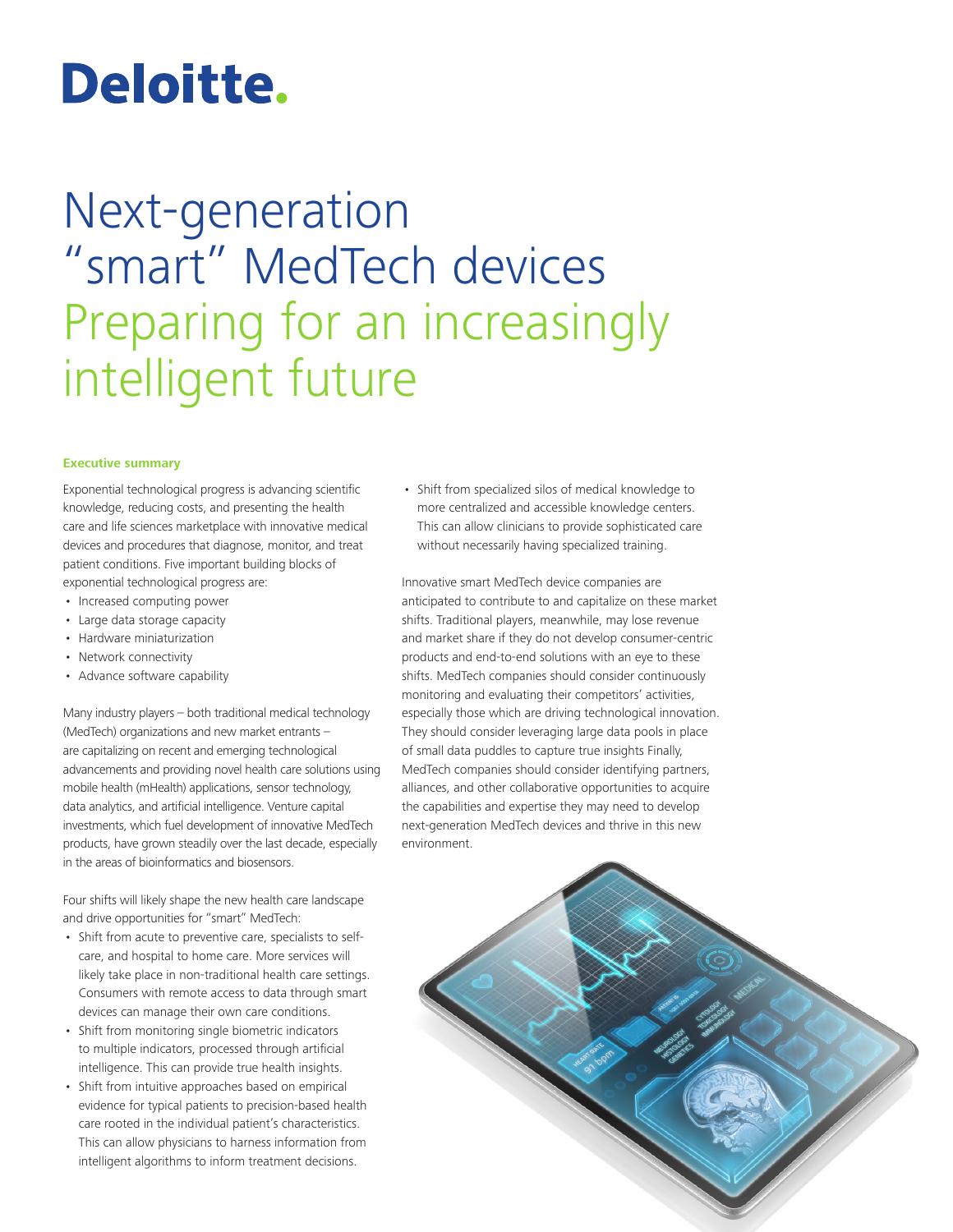Deloitte.

# Next-generation "smart" MedTech devices

## Preparing for an increasingly intelligent future

### Executive summary

Exponential technological progress is advancing scientific knowledge, reducing costs, and presenting the health care and life sciences marketplace with innovative medical devices and procedures that diagnose, monitor, and treat patient conditions. Five important building blocks of exponential technological progress are:

- Increased computing power
- Large data storage capacity
- Hardware miniaturization
- Network connectivity
- Advance software capability

Many industry players – both traditional medical technology (MedTech) organizations and new market entrants – are capitalizing on recent and emerging technological advancements and providing novel health care solutions using mobile health (mHealth) applications, sensor technology, data analytics, and artificial intelligence. Venture capital investments, which fuel development of innovative MedTech products, have grown steadily over the last decade, especially in the areas of bioinformatics and biosensors.

Four shifts will likely shape the new health care landscape and drive opportunities for "smart" MedTech:

- Shift from acute to preventive care, specialists to self-care, and hospital to home care. More services will likely take place in non-traditional health care settings. Consumers with remote access to data through smart devices can manage their own care conditions.
- Shift from monitoring single biometric indicators to multiple indicators, processed through artificial intelligence. This can provide true health insights.
- Shift from intuitive approaches based on empirical evidence for typical patients to precision-based health care rooted in the individual patient's characteristics. This can allow physicians to harness information from intelligent algorithms to inform treatment decisions.
- Shift from specialized silos of medical knowledge to more centralized and accessible knowledge centers. This can allow clinicians to provide sophisticated care without necessarily having specialized training.

Innovative smart MedTech device companies are anticipated to contribute to and capitalize on these market shifts. Traditional players, meanwhile, may lose revenue and market share if they do not develop consumer-centric products and end-to-end solutions with an eye to these shifts. MedTech companies should consider continuously monitoring and evaluating their competitors' activities, especially those which are driving technological innovation. They should consider leveraging large data pools in place of small data puddles to capture true insights Finally, MedTech companies should consider identifying partners, alliances, and other collaborative opportunities to acquire the capabilities and expertise they may need to develop next-generation MedTech devices and thrive in this new environment.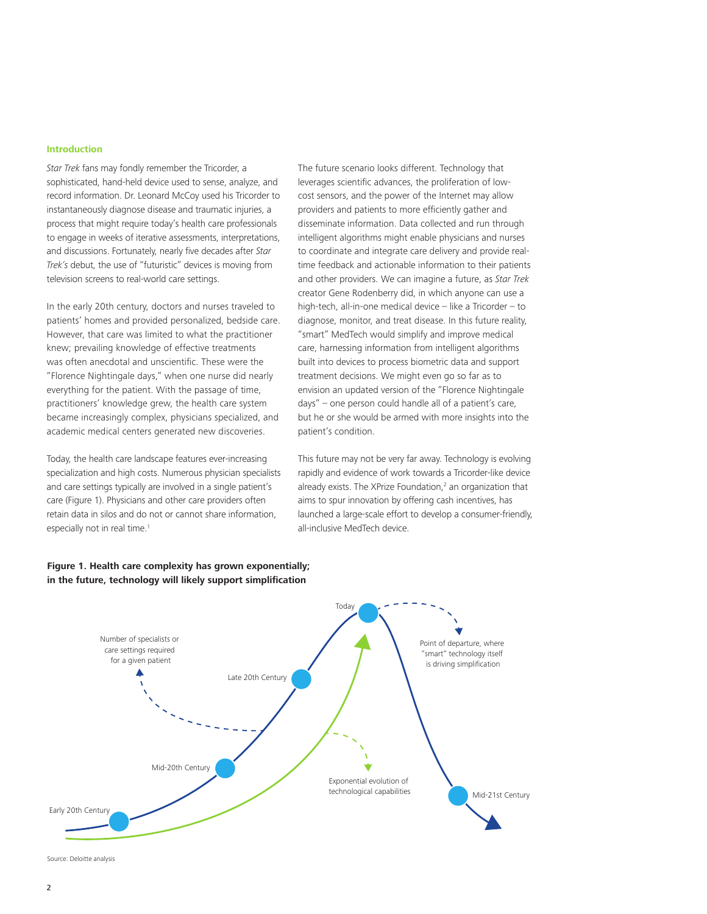## Introduction

*Star Trek* fans may fondly remember the Tricorder, a sophisticated, hand-held device used to sense, analyze, and record information. Dr. Leonard McCoy used his Tricorder to instantaneously diagnose disease and traumatic injuries, a process that might require today's health care professionals to engage in weeks of iterative assessments, interpretations, and discussions. Fortunately, nearly five decades after *Star Trek's* debut, the use of "futuristic" devices is moving from television screens to real-world care settings.

In the early 20th century, doctors and nurses traveled to patients' homes and provided personalized, bedside care. However, that care was limited to what the practitioner knew; prevailing knowledge of effective treatments was often anecdotal and unscientific. These were the "Florence Nightingale days," when one nurse did nearly everything for the patient. With the passage of time, practitioners' knowledge grew, the health care system became increasingly complex, physicians specialized, and academic medical centers generated new discoveries.

Today, the health care landscape features ever-increasing specialization and high costs. Numerous physician specialists and care settings typically are involved in a single patient's care (Figure 1). Physicians and other care providers often retain data in silos and do not or cannot share information, especially not in real time.[1]

The future scenario looks different. Technology that leverages scientific advances, the proliferation of low-cost sensors, and the power of the Internet may allow providers and patients to more efficiently gather and disseminate information. Data collected and run through intelligent algorithms might enable physicians and nurses to coordinate and integrate care delivery and provide real-time feedback and actionable information to their patients and other providers. We can imagine a future, as *Star Trek* creator Gene Rodenberry did, in which anyone can use a high-tech, all-in-one medical device – like a Tricorder – to diagnose, monitor, and treat disease. In this future reality, "smart" MedTech would simplify and improve medical care, harnessing information from intelligent algorithms built into devices to process biometric data and support treatment decisions. We might even go so far as to envision an updated version of the "Florence Nightingale days" – one person could handle all of a patient's care, but he or she would be armed with more insights into the patient's condition.

This future may not be very far away. Technology is evolving rapidly and evidence of work towards a Tricorder-like device already exists. The XPrize Foundation,[2] an organization that aims to spur innovation by offering cash incentives, has launched a large-scale effort to develop a consumer-friendly, all-inclusive MedTech device.

**Figure 1. Health care complexity has grown exponentially; in the future, technology will likely support simplification**

Source: Deloitte analysis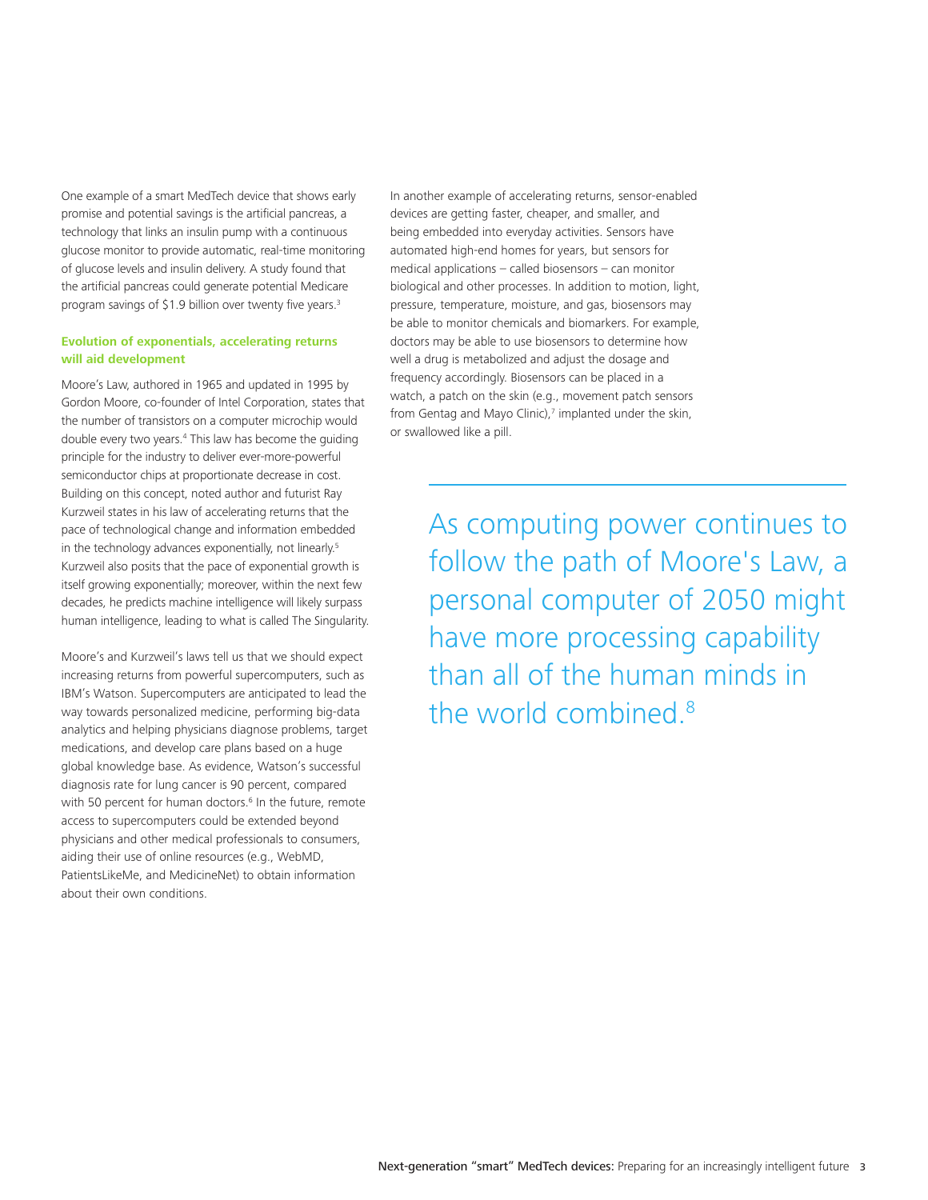One example of a smart MedTech device that shows early promise and potential savings is the artificial pancreas, a technology that links an insulin pump with a continuous glucose monitor to provide automatic, real-time monitoring of glucose levels and insulin delivery. A study found that the artificial pancreas could generate potential Medicare program savings of $1.9 billion over twenty five years.[3]

### Evolution of exponentials, accelerating returns will aid development

Moore's Law, authored in 1965 and updated in 1995 by Gordon Moore, co-founder of Intel Corporation, states that the number of transistors on a computer microchip would double every two years.[4] This law has become the guiding principle for the industry to deliver ever-more-powerful semiconductor chips at proportionate decrease in cost. Building on this concept, noted author and futurist Ray Kurzweil states in his law of accelerating returns that the pace of technological change and information embedded in the technology advances exponentially, not linearly.[5] Kurzweil also posits that the pace of exponential growth is itself growing exponentially; moreover, within the next few decades, he predicts machine intelligence will likely surpass human intelligence, leading to what is called The Singularity.

Moore's and Kurzweil's laws tell us that we should expect increasing returns from powerful supercomputers, such as IBM's Watson. Supercomputers are anticipated to lead the way towards personalized medicine, performing big-data analytics and helping physicians diagnose problems, target medications, and develop care plans based on a huge global knowledge base. As evidence, Watson's successful diagnosis rate for lung cancer is 90 percent, compared with 50 percent for human doctors.[6] In the future, remote access to supercomputers could be extended beyond physicians and other medical professionals to consumers, aiding their use of online resources (e.g., WebMD, PatientsLikeMe, and MedicineNet) to obtain information about their own conditions.

In another example of accelerating returns, sensor-enabled devices are getting faster, cheaper, and smaller, and being embedded into everyday activities. Sensors have automated high-end homes for years, but sensors for medical applications – called biosensors – can monitor biological and other processes. In addition to motion, light, pressure, temperature, moisture, and gas, biosensors may be able to monitor chemicals and biomarkers. For example, doctors may be able to use biosensors to determine how well a drug is metabolized and adjust the dosage and frequency accordingly. Biosensors can be placed in a watch, a patch on the skin (e.g., movement patch sensors from Gentag and Mayo Clinic),[7] implanted under the skin, or swallowed like a pill.

> As computing power continues to follow the path of Moore's Law, a personal computer of 2050 might have more processing capability than all of the human minds in the world combined.[8]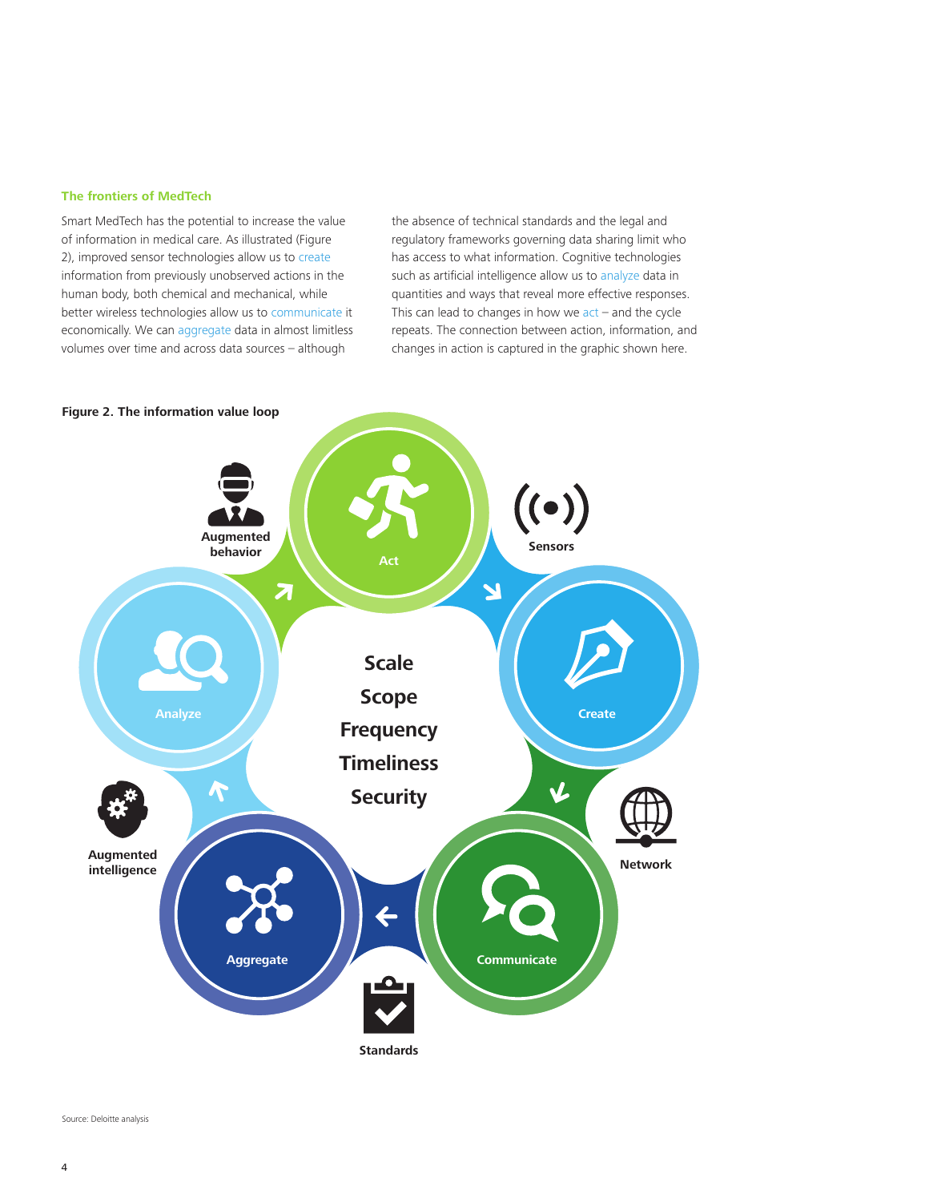### The frontiers of MedTech

Smart MedTech has the potential to increase the value of information in medical care. As illustrated (Figure 2), improved sensor technologies allow us to create information from previously unobserved actions in the human body, both chemical and mechanical, while better wireless technologies allow us to communicate it economically. We can aggregate data in almost limitless volumes over time and across data sources – although the absence of technical standards and the legal and regulatory frameworks governing data sharing limit who has access to what information. Cognitive technologies such as artificial intelligence allow us to analyze data in quantities and ways that reveal more effective responses. This can lead to changes in how we act – and the cycle repeats. The connection between action, information, and changes in action is captured in the graphic shown here.

**Figure 2. The information value loop**

Act

Sensors

Create

Network

Communicate

Standards

Aggregate

Augmented intelligence

Analyze

Augmented behavior

Scale
Scope
Frequency
Timeliness
Security

Source: Deloitte analysis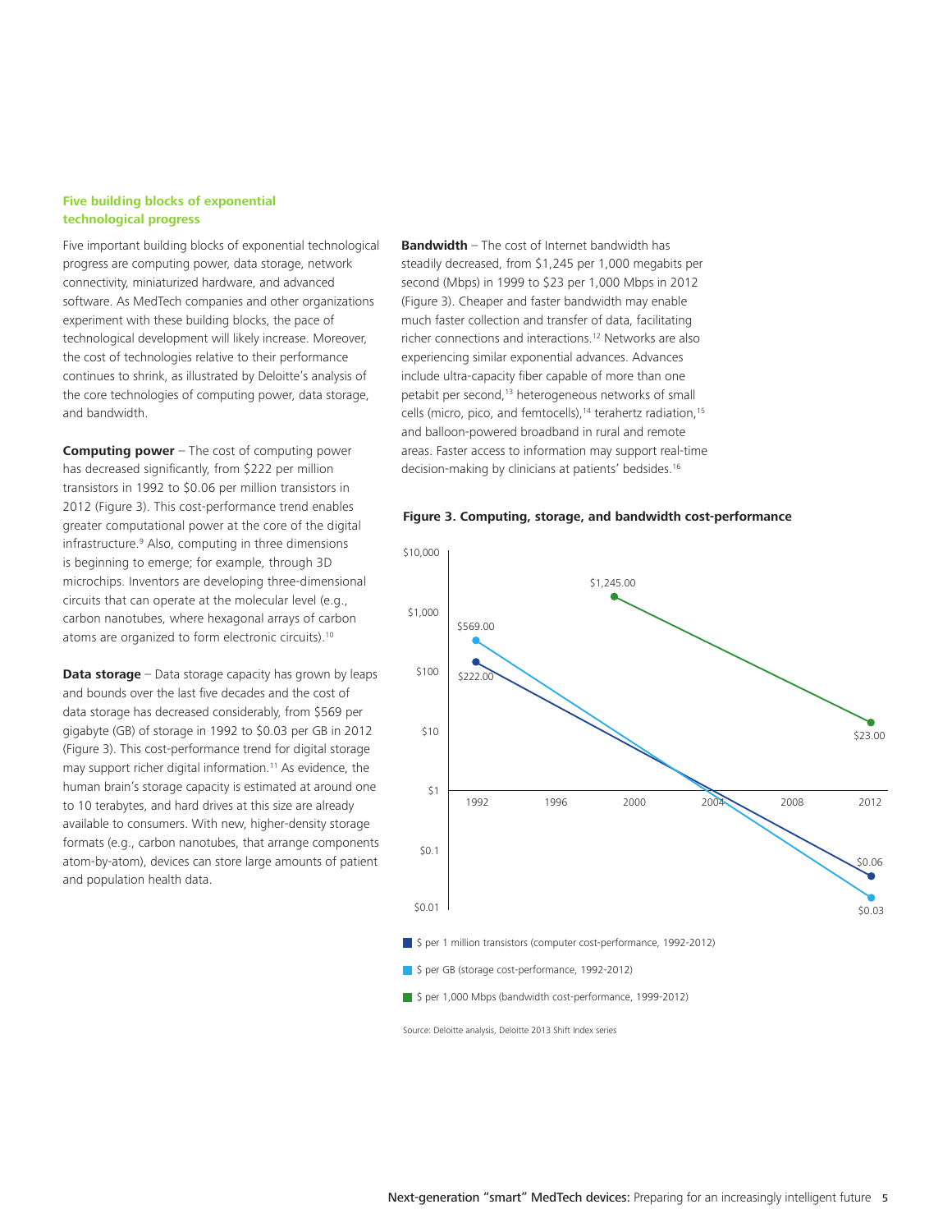## Five building blocks of exponential technological progress

Five important building blocks of exponential technological progress are computing power, data storage, network connectivity, miniaturized hardware, and advanced software. As MedTech companies and other organizations experiment with these building blocks, the pace of technological development will likely increase. Moreover, the cost of technologies relative to their performance continues to shrink, as illustrated by Deloitte's analysis of the core technologies of computing power, data storage, and bandwidth.

**Computing power** – The cost of computing power has decreased significantly, from $222 per million transistors in 1992 to $0.06 per million transistors in 2012 (Figure 3). This cost-performance trend enables greater computational power at the core of the digital infrastructure.[9] Also, computing in three dimensions is beginning to emerge; for example, through 3D microchips. Inventors are developing three-dimensional circuits that can operate at the molecular level (e.g., carbon nanotubes, where hexagonal arrays of carbon atoms are organized to form electronic circuits).[10]

**Data storage** – Data storage capacity has grown by leaps and bounds over the last five decades and the cost of data storage has decreased considerably, from $569 per gigabyte (GB) of storage in 1992 to $0.03 per GB in 2012 (Figure 3). This cost-performance trend for digital storage may support richer digital information.[11] As evidence, the human brain's storage capacity is estimated at around one to 10 terabytes, and hard drives at this size are already available to consumers. With new, higher-density storage formats (e.g., carbon nanotubes, that arrange components atom-by-atom), devices can store large amounts of patient and population health data.

**Bandwidth** – The cost of Internet bandwidth has steadily decreased, from $1,245 per 1,000 megabits per second (Mbps) in 1999 to $23 per 1,000 Mbps in 2012 (Figure 3). Cheaper and faster bandwidth may enable much faster collection and transfer of data, facilitating richer connections and interactions.[12] Networks are also experiencing similar exponential advances. Advances include ultra-capacity fiber capable of more than one petabit per second,[13] heterogeneous networks of small cells (micro, pico, and femtocells),[14] terahertz radiation,[15] and balloon-powered broadband in rural and remote areas. Faster access to information may support real-time decision-making by clinicians at patients' bedsides.[16]

**Figure 3. Computing, storage, and bandwidth cost-performance**

| Series | Start value | End value |
|---|---|---|
| $ per 1 million transistors (computer cost-performance, 1992-2012) | $222.00 (1992) | $0.06 (2012) |
| $ per GB (storage cost-performance, 1992-2012) | $569.00 (1992) | $0.03 (2012) |
| $ per 1,000 Mbps (bandwidth cost-performance, 1999-2012) | $1,245.00 (1999) | $23.00 (2012) |

Source: Deloitte analysis, Deloitte 2013 Shift Index series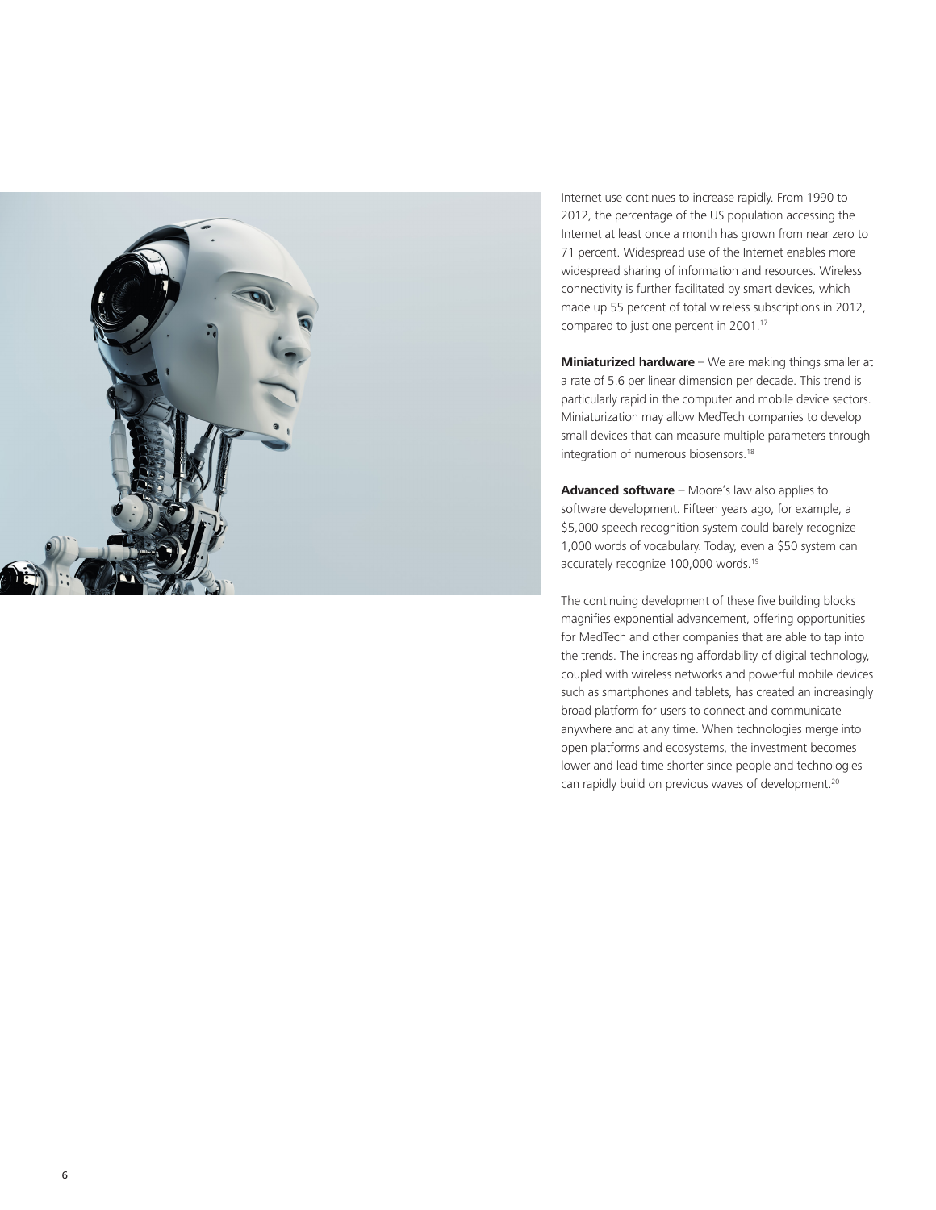Internet use continues to increase rapidly. From 1990 to 2012, the percentage of the US population accessing the Internet at least once a month has grown from near zero to 71 percent. Widespread use of the Internet enables more widespread sharing of information and resources. Wireless connectivity is further facilitated by smart devices, which made up 55 percent of total wireless subscriptions in 2012, compared to just one percent in 2001.[17]

**Miniaturized hardware** – We are making things smaller at a rate of 5.6 per linear dimension per decade. This trend is particularly rapid in the computer and mobile device sectors. Miniaturization may allow MedTech companies to develop small devices that can measure multiple parameters through integration of numerous biosensors.[18]

**Advanced software** – Moore's law also applies to software development. Fifteen years ago, for example, a $5,000 speech recognition system could barely recognize 1,000 words of vocabulary. Today, even a $50 system can accurately recognize 100,000 words.[19]

The continuing development of these five building blocks magnifies exponential advancement, offering opportunities for MedTech and other companies that are able to tap into the trends. The increasing affordability of digital technology, coupled with wireless networks and powerful mobile devices such as smartphones and tablets, has created an increasingly broad platform for users to connect and communicate anywhere and at any time. When technologies merge into open platforms and ecosystems, the investment becomes lower and lead time shorter since people and technologies can rapidly build on previous waves of development.[20]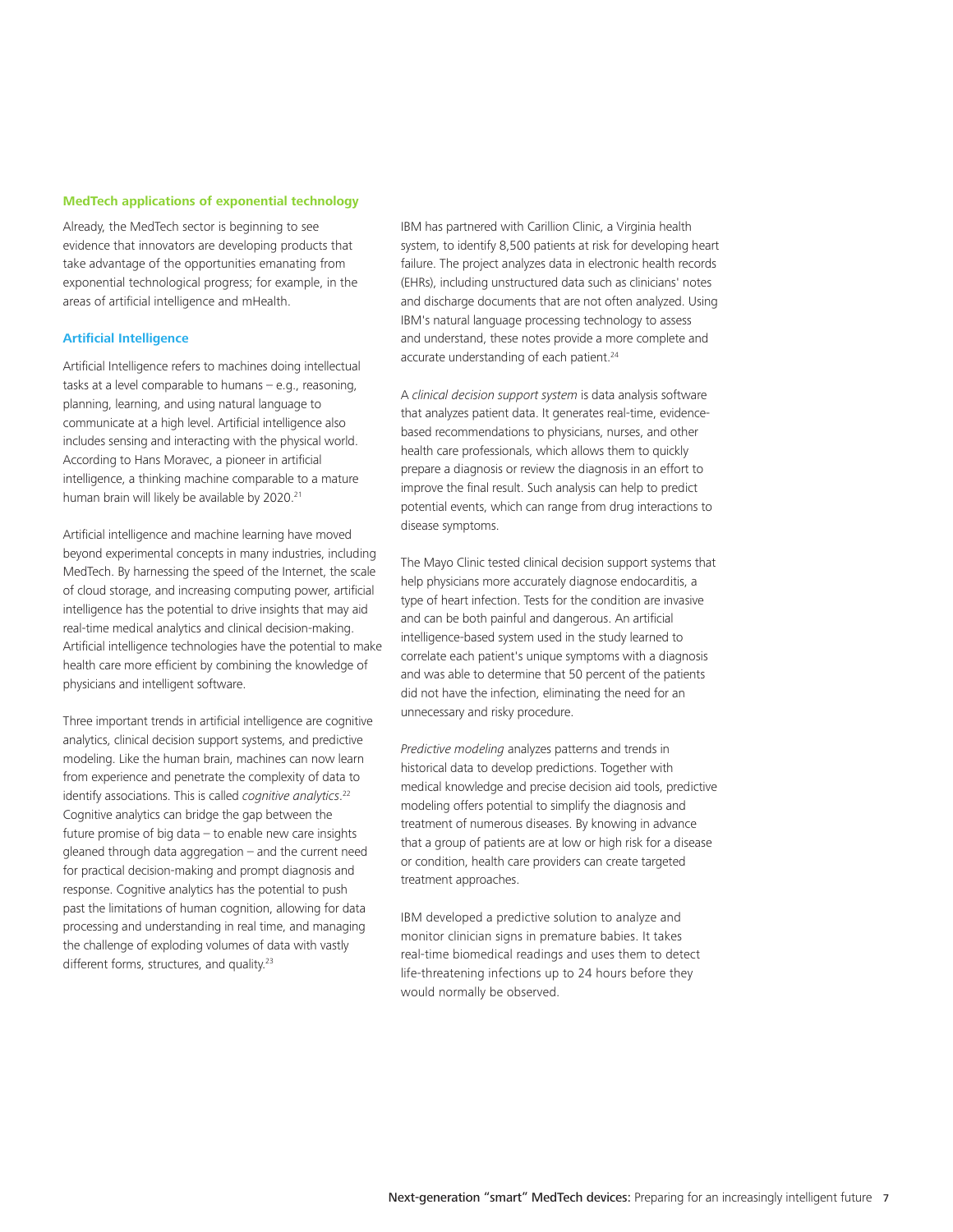## MedTech applications of exponential technology

Already, the MedTech sector is beginning to see evidence that innovators are developing products that take advantage of the opportunities emanating from exponential technological progress; for example, in the areas of artificial intelligence and mHealth.

### Artificial Intelligence

Artificial Intelligence refers to machines doing intellectual tasks at a level comparable to humans – e.g., reasoning, planning, learning, and using natural language to communicate at a high level. Artificial intelligence also includes sensing and interacting with the physical world. According to Hans Moravec, a pioneer in artificial intelligence, a thinking machine comparable to a mature human brain will likely be available by 2020.[21]

Artificial intelligence and machine learning have moved beyond experimental concepts in many industries, including MedTech. By harnessing the speed of the Internet, the scale of cloud storage, and increasing computing power, artificial intelligence has the potential to drive insights that may aid real-time medical analytics and clinical decision-making. Artificial intelligence technologies have the potential to make health care more efficient by combining the knowledge of physicians and intelligent software.

Three important trends in artificial intelligence are cognitive analytics, clinical decision support systems, and predictive modeling. Like the human brain, machines can now learn from experience and penetrate the complexity of data to identify associations. This is called *cognitive analytics*.[22] Cognitive analytics can bridge the gap between the future promise of big data – to enable new care insights gleaned through data aggregation – and the current need for practical decision-making and prompt diagnosis and response. Cognitive analytics has the potential to push past the limitations of human cognition, allowing for data processing and understanding in real time, and managing the challenge of exploding volumes of data with vastly different forms, structures, and quality.[23]

IBM has partnered with Carillion Clinic, a Virginia health system, to identify 8,500 patients at risk for developing heart failure. The project analyzes data in electronic health records (EHRs), including unstructured data such as clinicians' notes and discharge documents that are not often analyzed. Using IBM's natural language processing technology to assess and understand, these notes provide a more complete and accurate understanding of each patient.[24]

A *clinical decision support system* is data analysis software that analyzes patient data. It generates real-time, evidence-based recommendations to physicians, nurses, and other health care professionals, which allows them to quickly prepare a diagnosis or review the diagnosis in an effort to improve the final result. Such analysis can help to predict potential events, which can range from drug interactions to disease symptoms.

The Mayo Clinic tested clinical decision support systems that help physicians more accurately diagnose endocarditis, a type of heart infection. Tests for the condition are invasive and can be both painful and dangerous. An artificial intelligence-based system used in the study learned to correlate each patient's unique symptoms with a diagnosis and was able to determine that 50 percent of the patients did not have the infection, eliminating the need for an unnecessary and risky procedure.

*Predictive modeling* analyzes patterns and trends in historical data to develop predictions. Together with medical knowledge and precise decision aid tools, predictive modeling offers potential to simplify the diagnosis and treatment of numerous diseases. By knowing in advance that a group of patients are at low or high risk for a disease or condition, health care providers can create targeted treatment approaches.

IBM developed a predictive solution to analyze and monitor clinician signs in premature babies. It takes real-time biomedical readings and uses them to detect life-threatening infections up to 24 hours before they would normally be observed.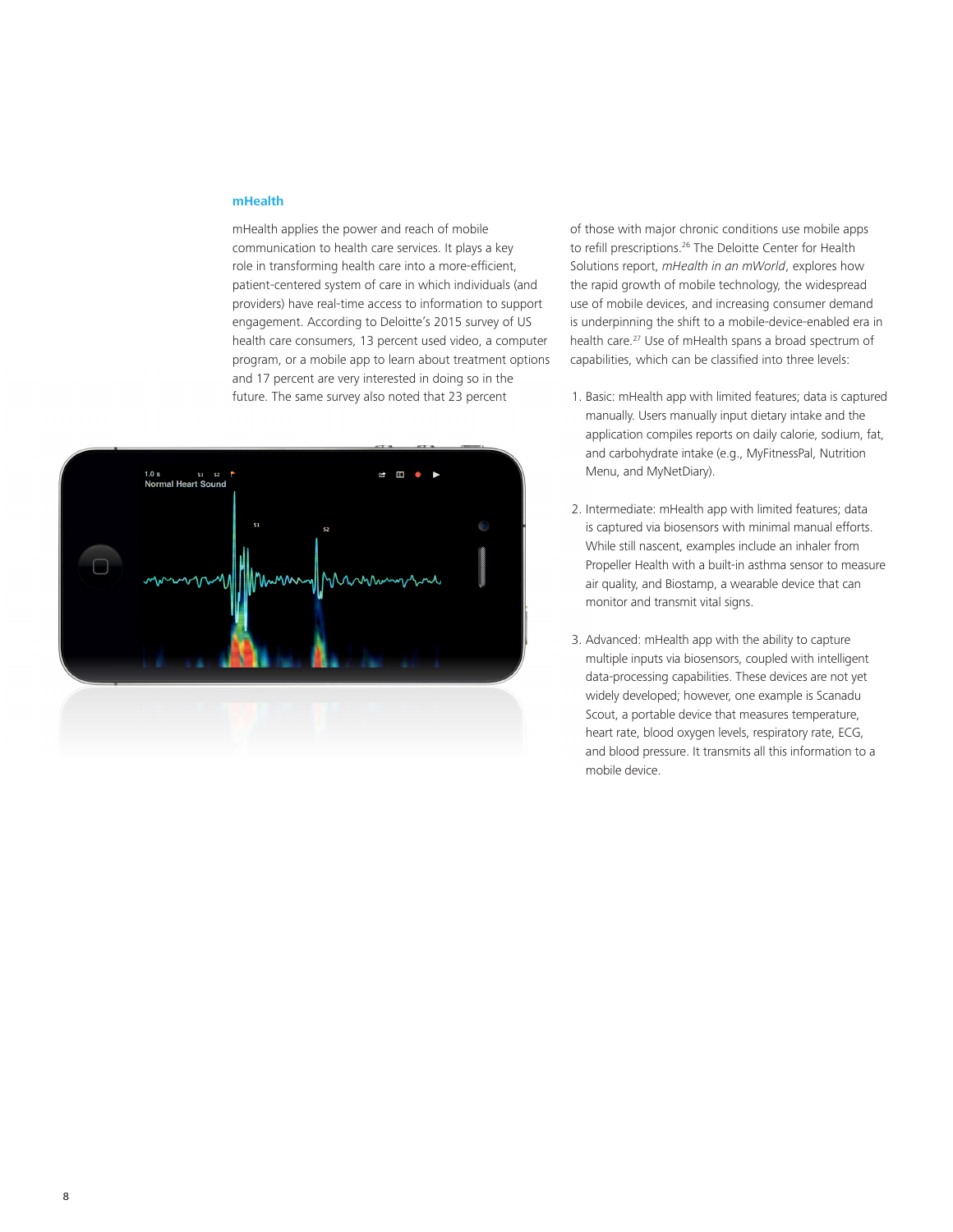## mHealth

mHealth applies the power and reach of mobile communication to health care services. It plays a key role in transforming health care into a more-efficient, patient-centered system of care in which individuals (and providers) have real-time access to information to support engagement. According to Deloitte's 2015 survey of US health care consumers, 13 percent used video, a computer program, or a mobile app to learn about treatment options and 17 percent are very interested in doing so in the future. The same survey also noted that 23 percent of those with major chronic conditions use mobile apps to refill prescriptions.[26] The Deloitte Center for Health Solutions report, *mHealth in an mWorld*, explores how the rapid growth of mobile technology, the widespread use of mobile devices, and increasing consumer demand is underpinning the shift to a mobile-device-enabled era in health care.[27] Use of mHealth spans a broad spectrum of capabilities, which can be classified into three levels:

1. Basic: mHealth app with limited features; data is captured manually. Users manually input dietary intake and the application compiles reports on daily calorie, sodium, fat, and carbohydrate intake (e.g., MyFitnessPal, Nutrition Menu, and MyNetDiary).

2. Intermediate: mHealth app with limited features; data is captured via biosensors with minimal manual efforts. While still nascent, examples include an inhaler from Propeller Health with a built-in asthma sensor to measure air quality, and Biostamp, a wearable device that can monitor and transmit vital signs.

3. Advanced: mHealth app with the ability to capture multiple inputs via biosensors, coupled with intelligent data-processing capabilities. These devices are not yet widely developed; however, one example is Scanadu Scout, a portable device that measures temperature, heart rate, blood oxygen levels, respiratory rate, ECG, and blood pressure. It transmits all this information to a mobile device.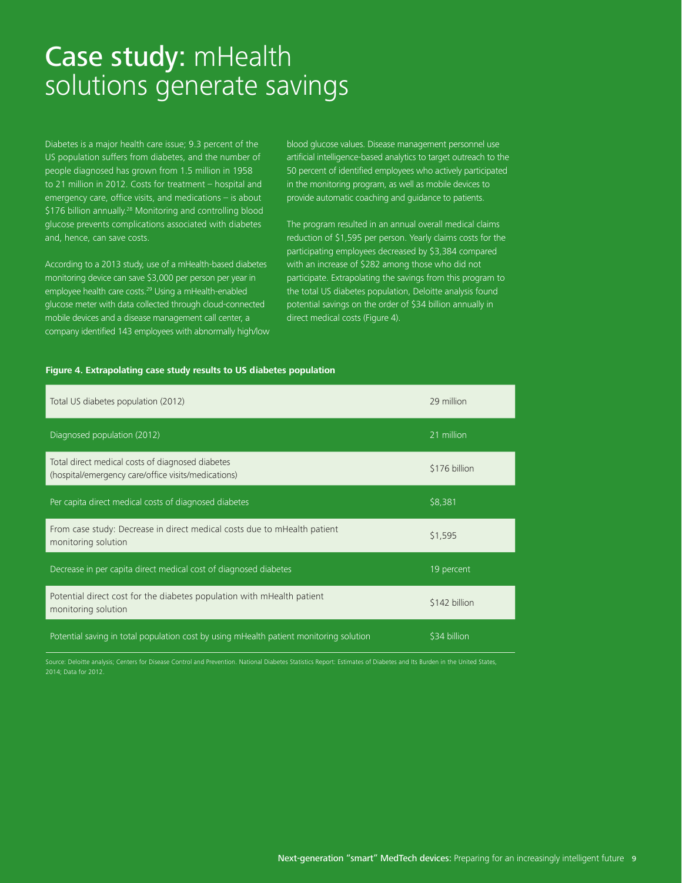# **Case study:** mHealth solutions generate savings

Diabetes is a major health care issue; 9.3 percent of the US population suffers from diabetes, and the number of people diagnosed has grown from 1.5 million in 1958 to 21 million in 2012. Costs for treatment – hospital and emergency care, office visits, and medications – is about $176 billion annually.[28] Monitoring and controlling blood glucose prevents complications associated with diabetes and, hence, can save costs.

According to a 2013 study, use of a mHealth-based diabetes monitoring device can save $3,000 per person per year in employee health care costs.[29] Using a mHealth-enabled glucose meter with data collected through cloud-connected mobile devices and a disease management call center, a company identified 143 employees with abnormally high/low blood glucose values. Disease management personnel use artificial intelligence-based analytics to target outreach to the 50 percent of identified employees who actively participated in the monitoring program, as well as mobile devices to provide automatic coaching and guidance to patients.

The program resulted in an annual overall medical claims reduction of $1,595 per person. Yearly claims costs for the participating employees decreased by $3,384 compared with an increase of $282 among those who did not participate. Extrapolating the savings from this program to the total US diabetes population, Deloitte analysis found potential savings on the order of $34 billion annually in direct medical costs (Figure 4).

**Figure 4. Extrapolating case study results to US diabetes population**

| | |
|---|---|
| Total US diabetes population (2012) | 29 million |
| Diagnosed population (2012) | 21 million |
| Total direct medical costs of diagnosed diabetes (hospital/emergency care/office visits/medications) | $176 billion |
| Per capita direct medical costs of diagnosed diabetes | $8,381 |
| From case study: Decrease in direct medical costs due to mHealth patient monitoring solution | $1,595 |
| Decrease in per capita direct medical cost of diagnosed diabetes | 19 percent |
| Potential direct cost for the diabetes population with mHealth patient monitoring solution | $142 billion |
| Potential saving in total population cost by using mHealth patient monitoring solution | $34 billion |

Source: Deloitte analysis; Centers for Disease Control and Prevention. National Diabetes Statistics Report: Estimates of Diabetes and Its Burden in the United States, 2014; Data for 2012.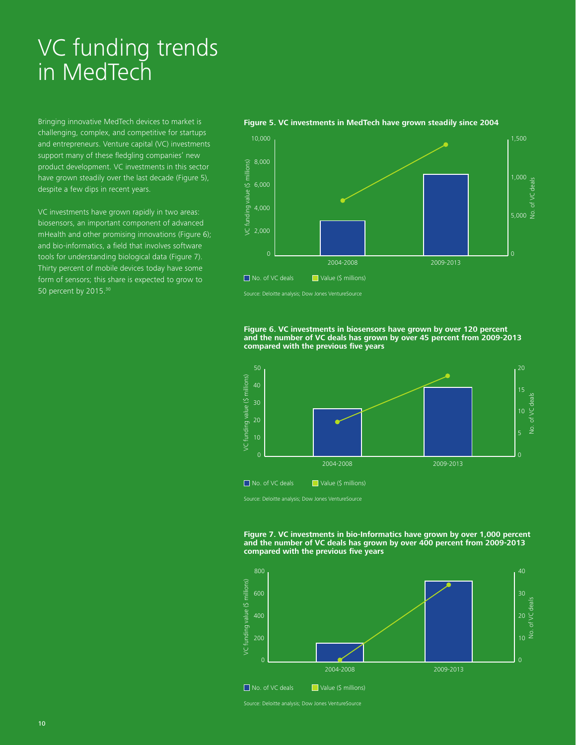# VC funding trends in MedTech

Bringing innovative MedTech devices to market is challenging, complex, and competitive for startups and entrepreneurs. Venture capital (VC) investments support many of these fledgling companies' new product development. VC investments in this sector have grown steadily over the last decade (Figure 5), despite a few dips in recent years.

VC investments have grown rapidly in two areas: biosensors, an important component of advanced mHealth and other promising innovations (Figure 6); and bio-informatics, a field that involves software tools for understanding biological data (Figure 7). Thirty percent of mobile devices today have some form of sensors; this share is expected to grow to 50 percent by 2015.[30]

**Figure 5. VC investments in MedTech have grown steadily since 2004**

Source: Deloitte analysis; Dow Jones VentureSource

**Figure 6. VC investments in biosensors have grown by over 120 percent and the number of VC deals has grown by over 45 percent from 2009-2013 compared with the previous five years**

Source: Deloitte analysis; Dow Jones VentureSource

**Figure 7. VC investments in bio-Informatics have grown by over 1,000 percent and the number of VC deals has grown by over 400 percent from 2009-2013 compared with the previous five years**

Source: Deloitte analysis; Dow Jones VentureSource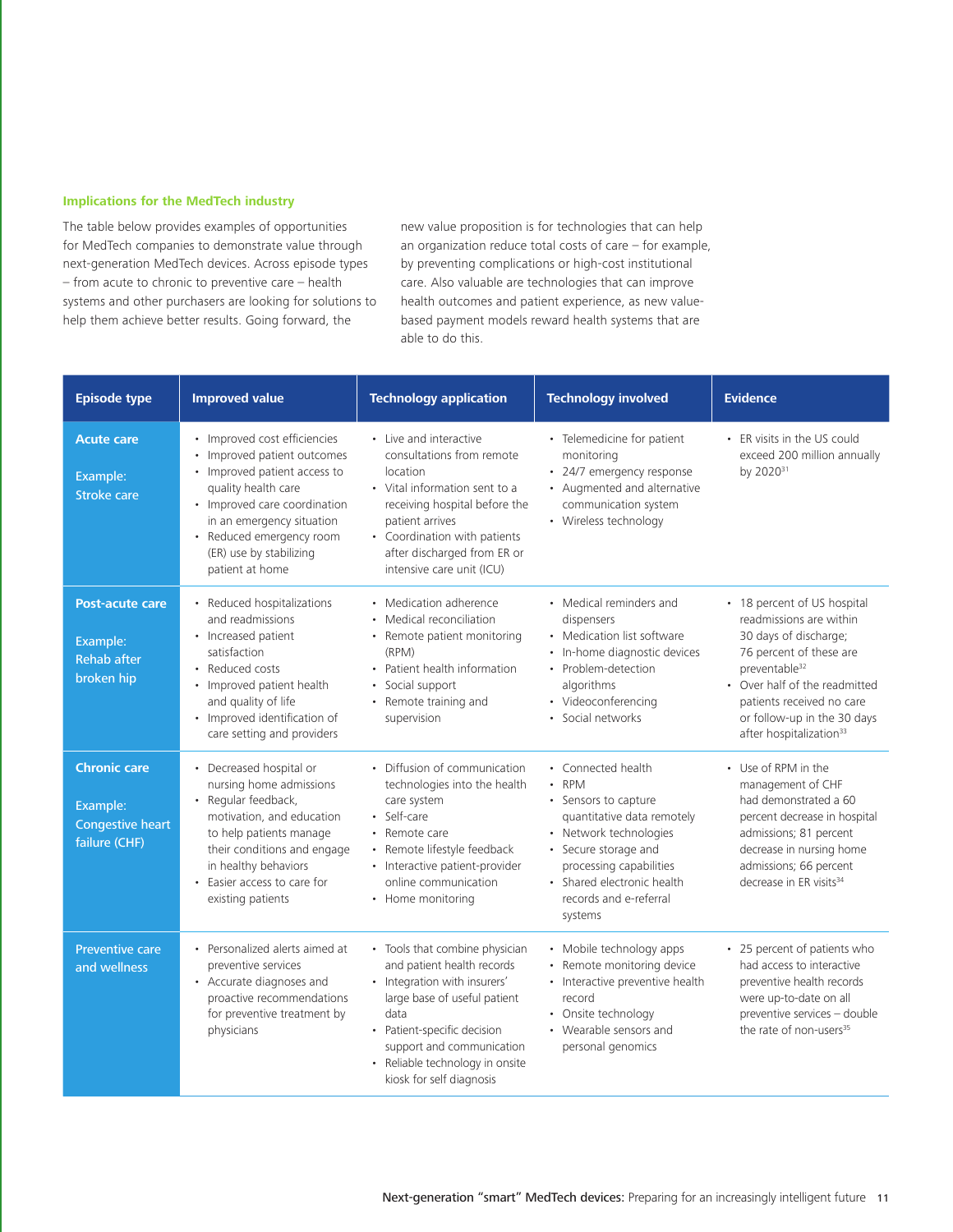### Implications for the MedTech industry

The table below provides examples of opportunities for MedTech companies to demonstrate value through next-generation MedTech devices. Across episode types – from acute to chronic to preventive care – health systems and other purchasers are looking for solutions to help them achieve better results. Going forward, the new value proposition is for technologies that can help an organization reduce total costs of care – for example, by preventing complications or high-cost institutional care. Also valuable are technologies that can improve health outcomes and patient experience, as new value-based payment models reward health systems that are able to do this.

| Episode type | Improved value | Technology application | Technology involved | Evidence |
|---|---|---|---|---|
| **Acute care**<br><br>Example: Stroke care | • Improved cost efficiencies<br>• Improved patient outcomes<br>• Improved patient access to quality health care<br>• Improved care coordination in an emergency situation<br>• Reduced emergency room (ER) use by stabilizing patient at home | • Live and interactive consultations from remote location<br>• Vital information sent to a receiving hospital before the patient arrives<br>• Coordination with patients after discharged from ER or intensive care unit (ICU) | • Telemedicine for patient monitoring<br>• 24/7 emergency response<br>• Augmented and alternative communication system<br>• Wireless technology | • ER visits in the US could exceed 200 million annually by 2020[31] |
| **Post-acute care**<br><br>Example: Rehab after broken hip | • Reduced hospitalizations and readmissions<br>• Increased patient satisfaction<br>• Reduced costs<br>• Improved patient health and quality of life<br>• Improved identification of care setting and providers | • Medication adherence<br>• Medical reconciliation<br>• Remote patient monitoring (RPM)<br>• Patient health information<br>• Social support<br>• Remote training and supervision | • Medical reminders and dispensers<br>• Medication list software<br>• In-home diagnostic devices<br>• Problem-detection algorithms<br>• Videoconferencing<br>• Social networks | • 18 percent of US hospital readmissions are within 30 days of discharge; 76 percent of these are preventable[32]<br>• Over half of the readmitted patients received no care or follow-up in the 30 days after hospitalization[33] |
| **Chronic care**<br><br>Example: Congestive heart failure (CHF) | • Decreased hospital or nursing home admissions<br>• Regular feedback, motivation, and education to help patients manage their conditions and engage in healthy behaviors<br>• Easier access to care for existing patients | • Diffusion of communication technologies into the health care system<br>• Self-care<br>• Remote care<br>• Remote lifestyle feedback<br>• Interactive patient-provider online communication<br>• Home monitoring | • Connected health<br>• RPM<br>• Sensors to capture quantitative data remotely<br>• Network technologies<br>• Secure storage and processing capabilities<br>• Shared electronic health records and e-referral systems | • Use of RPM in the management of CHF had demonstrated a 60 percent decrease in hospital admissions; 81 percent decrease in nursing home admissions; 66 percent decrease in ER visits[34] |
| **Preventive care and wellness** | • Personalized alerts aimed at preventive services<br>• Accurate diagnoses and proactive recommendations for preventive treatment by physicians | • Tools that combine physician and patient health records<br>• Integration with insurers' large base of useful patient data<br>• Patient-specific decision support and communication<br>• Reliable technology in onsite kiosk for self diagnosis | • Mobile technology apps<br>• Remote monitoring device<br>• Interactive preventive health record<br>• Onsite technology<br>• Wearable sensors and personal genomics | • 25 percent of patients who had access to interactive preventive health records were up-to-date on all preventive services – double the rate of non-users[35] |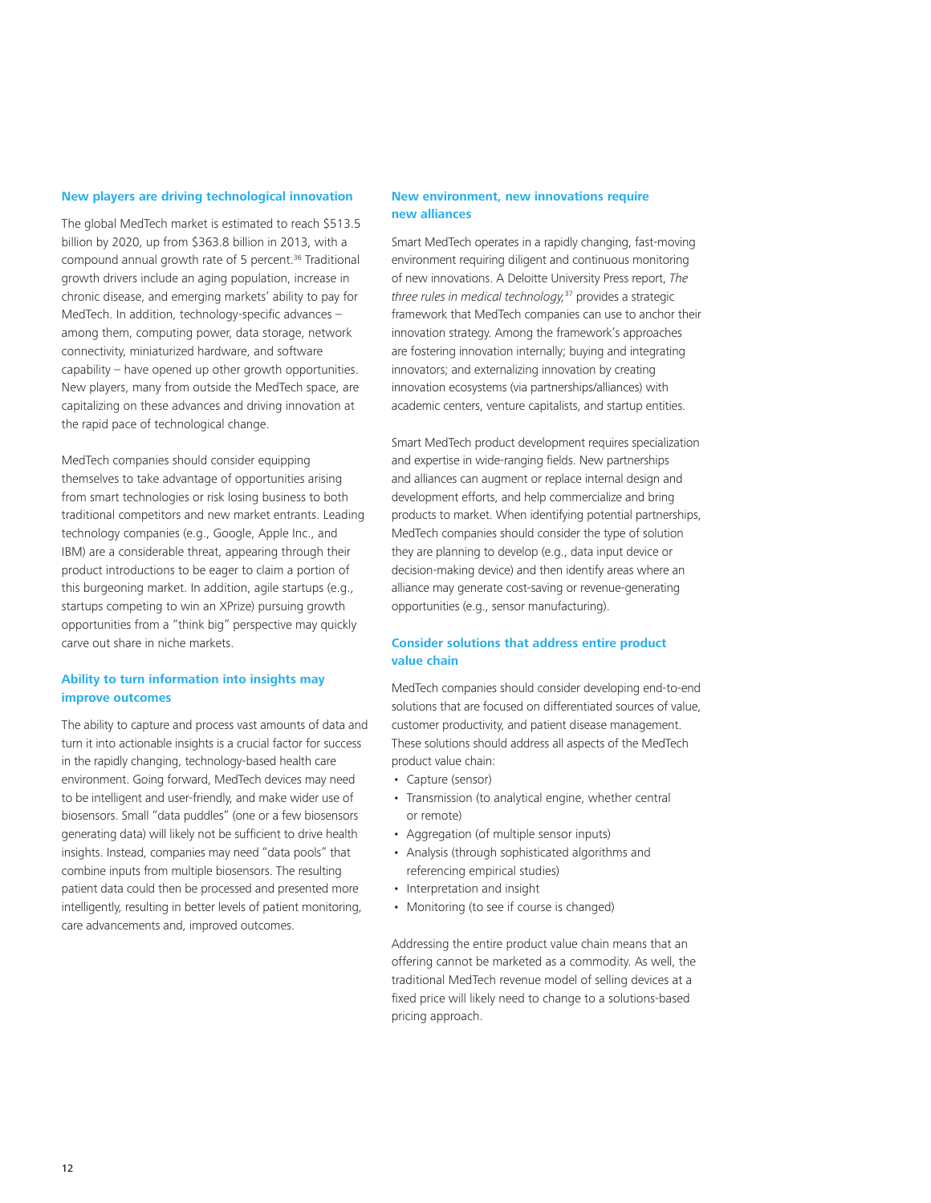### New players are driving technological innovation

The global MedTech market is estimated to reach $513.5 billion by 2020, up from $363.8 billion in 2013, with a compound annual growth rate of 5 percent.[36] Traditional growth drivers include an aging population, increase in chronic disease, and emerging markets' ability to pay for MedTech. In addition, technology-specific advances – among them, computing power, data storage, network connectivity, miniaturized hardware, and software capability – have opened up other growth opportunities. New players, many from outside the MedTech space, are capitalizing on these advances and driving innovation at the rapid pace of technological change.

MedTech companies should consider equipping themselves to take advantage of opportunities arising from smart technologies or risk losing business to both traditional competitors and new market entrants. Leading technology companies (e.g., Google, Apple Inc., and IBM) are a considerable threat, appearing through their product introductions to be eager to claim a portion of this burgeoning market. In addition, agile startups (e.g., startups competing to win an XPrize) pursuing growth opportunities from a "think big" perspective may quickly carve out share in niche markets.

### Ability to turn information into insights may improve outcomes

The ability to capture and process vast amounts of data and turn it into actionable insights is a crucial factor for success in the rapidly changing, technology-based health care environment. Going forward, MedTech devices may need to be intelligent and user-friendly, and make wider use of biosensors. Small "data puddles" (one or a few biosensors generating data) will likely not be sufficient to drive health insights. Instead, companies may need "data pools" that combine inputs from multiple biosensors. The resulting patient data could then be processed and presented more intelligently, resulting in better levels of patient monitoring, care advancements and, improved outcomes.

### New environment, new innovations require new alliances

Smart MedTech operates in a rapidly changing, fast-moving environment requiring diligent and continuous monitoring of new innovations. A Deloitte University Press report, *The three rules in medical technology,*[37] provides a strategic framework that MedTech companies can use to anchor their innovation strategy. Among the framework's approaches are fostering innovation internally; buying and integrating innovators; and externalizing innovation by creating innovation ecosystems (via partnerships/alliances) with academic centers, venture capitalists, and startup entities.

Smart MedTech product development requires specialization and expertise in wide-ranging fields. New partnerships and alliances can augment or replace internal design and development efforts, and help commercialize and bring products to market. When identifying potential partnerships, MedTech companies should consider the type of solution they are planning to develop (e.g., data input device or decision-making device) and then identify areas where an alliance may generate cost-saving or revenue-generating opportunities (e.g., sensor manufacturing).

### Consider solutions that address entire product value chain

MedTech companies should consider developing end-to-end solutions that are focused on differentiated sources of value, customer productivity, and patient disease management. These solutions should address all aspects of the MedTech product value chain:

- Capture (sensor)
- Transmission (to analytical engine, whether central or remote)
- Aggregation (of multiple sensor inputs)
- Analysis (through sophisticated algorithms and referencing empirical studies)
- Interpretation and insight
- Monitoring (to see if course is changed)

Addressing the entire product value chain means that an offering cannot be marketed as a commodity. As well, the traditional MedTech revenue model of selling devices at a fixed price will likely need to change to a solutions-based pricing approach.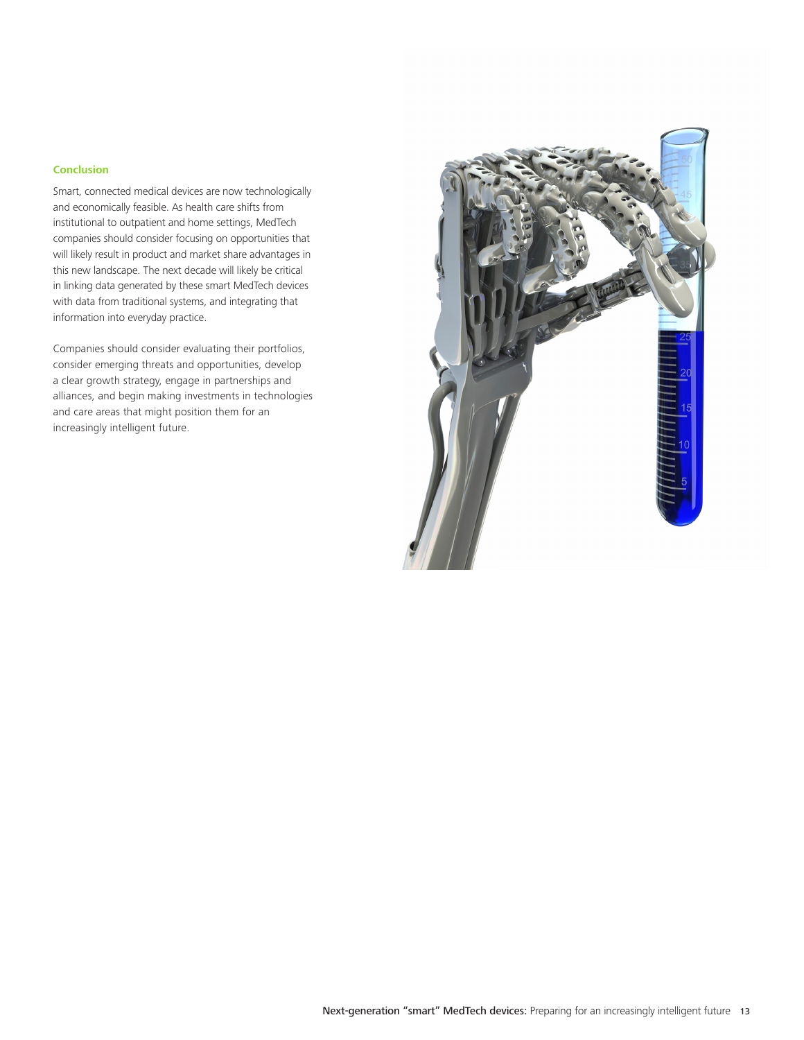## Conclusion

Smart, connected medical devices are now technologically and economically feasible. As health care shifts from institutional to outpatient and home settings, MedTech companies should consider focusing on opportunities that will likely result in product and market share advantages in this new landscape. The next decade will likely be critical in linking data generated by these smart MedTech devices with data from traditional systems, and integrating that information into everyday practice.

Companies should consider evaluating their portfolios, consider emerging threats and opportunities, develop a clear growth strategy, engage in partnerships and alliances, and begin making investments in technologies and care areas that might position them for an increasingly intelligent future.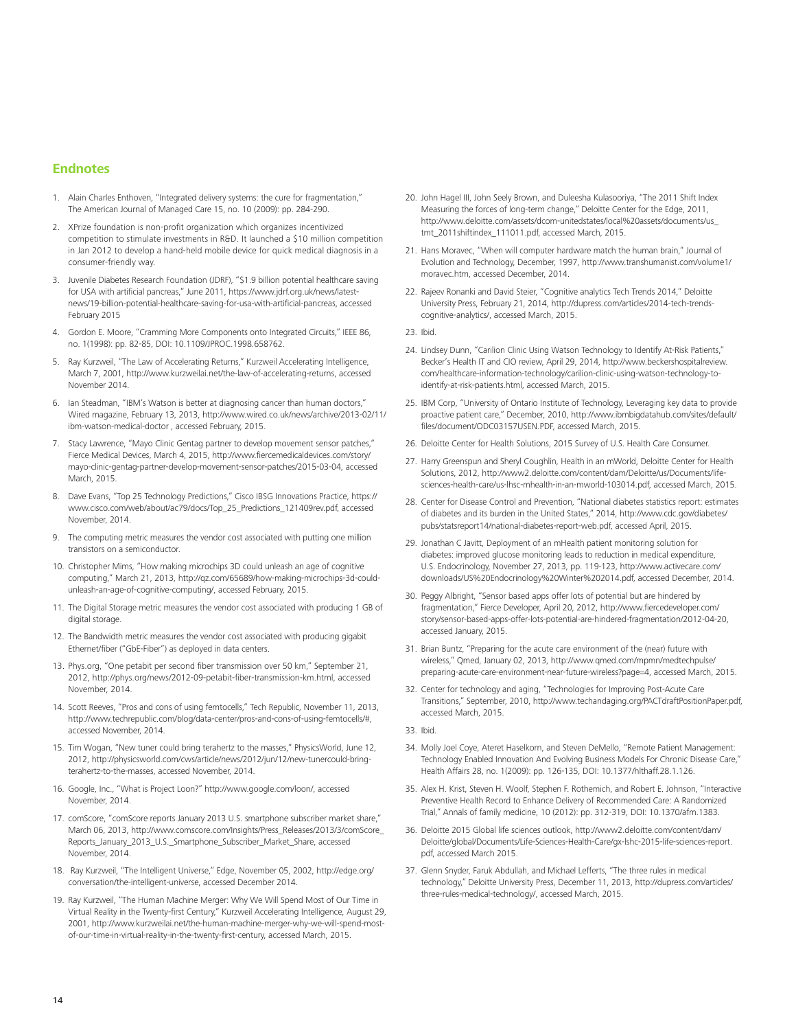## Endnotes

1. Alain Charles Enthoven, "Integrated delivery systems: the cure for fragmentation," The American Journal of Managed Care 15, no. 10 (2009): pp. 284-290.
2. XPrize foundation is non-profit organization which organizes incentivized competition to stimulate investments in R&D. It launched a $10 million competition in Jan 2012 to develop a hand-held mobile device for quick medical diagnosis in a consumer-friendly way.
3. Juvenile Diabetes Research Foundation (JDRF), "$1.9 billion potential healthcare saving for USA with artificial pancreas," June 2011, https://www.jdrf.org.uk/news/latest-news/19-billion-potential-healthcare-saving-for-usa-with-artificial-pancreas, accessed February 2015
4. Gordon E. Moore, "Cramming More Components onto Integrated Circuits," IEEE 86, no. 1(1998): pp. 82-85, DOI: 10.1109/JPROC.1998.658762.
5. Ray Kurzweil, "The Law of Accelerating Returns," Kurzweil Accelerating Intelligence, March 7, 2001, http://www.kurzweilai.net/the-law-of-accelerating-returns, accessed November 2014.
6. Ian Steadman, "IBM's Watson is better at diagnosing cancer than human doctors," Wired magazine, February 13, 2013, http://www.wired.co.uk/news/archive/2013-02/11/ibm-watson-medical-doctor , accessed February, 2015.
7. Stacy Lawrence, "Mayo Clinic Gentag partner to develop movement sensor patches," Fierce Medical Devices, March 4, 2015, http://www.fiercemedicaldevices.com/story/mayo-clinic-gentag-partner-develop-movement-sensor-patches/2015-03-04, accessed March, 2015.
8. Dave Evans, "Top 25 Technology Predictions," Cisco IBSG Innovations Practice, https://www.cisco.com/web/about/ac79/docs/Top_25_Predictions_121409rev.pdf, accessed November, 2014.
9. The computing metric measures the vendor cost associated with putting one million transistors on a semiconductor.
10. Christopher Mims, "How making microchips 3D could unleash an age of cognitive computing," March 21, 2013, http://qz.com/65689/how-making-microchips-3d-could-unleash-an-age-of-cognitive-computing/, accessed February, 2015.
11. The Digital Storage metric measures the vendor cost associated with producing 1 GB of digital storage.
12. The Bandwidth metric measures the vendor cost associated with producing gigabit Ethernet/fiber ("GbE-Fiber") as deployed in data centers.
13. Phys.org, "One petabit per second fiber transmission over 50 km," September 21, 2012, http://phys.org/news/2012-09-petabit-fiber-transmission-km.html, accessed November, 2014.
14. Scott Reeves, "Pros and cons of using femtocells," Tech Republic, November 11, 2013, http://www.techrepublic.com/blog/data-center/pros-and-cons-of-using-femtocells/#, accessed November, 2014.
15. Tim Wogan, "New tuner could bring terahertz to the masses," PhysicsWorld, June 12, 2012, http://physicsworld.com/cws/article/news/2012/jun/12/new-tunercould-bring-terahertz-to-the-masses, accessed November, 2014.
16. Google, Inc., "What is Project Loon?" http://www.google.com/loon/, accessed November, 2014.
17. comScore, "comScore reports January 2013 U.S. smartphone subscriber market share," March 06, 2013, http://www.comscore.com/Insights/Press_Releases/2013/3/comScore_Reports_January_2013_U.S._Smartphone_Subscriber_Market_Share, accessed November, 2014.
18. Ray Kurzweil, "The Intelligent Universe," Edge, November 05, 2002, http://edge.org/conversation/the-intelligent-universe, accessed December 2014.
19. Ray Kurzweil, "The Human Machine Merger: Why We Will Spend Most of Our Time in Virtual Reality in the Twenty-first Century," Kurzweil Accelerating Intelligence, August 29, 2001, http://www.kurzweilai.net/the-human-machine-merger-why-we-will-spend-most-of-our-time-in-virtual-reality-in-the-twenty-first-century, accessed March, 2015.
20. John Hagel III, John Seely Brown, and Duleesha Kulasooriya, "The 2011 Shift Index Measuring the forces of long-term change," Deloitte Center for the Edge, 2011, http://www.deloitte.com/assets/dcom-unitedstates/local%20assets/documents/us_tmt_2011shiftindex_111011.pdf, accessed March, 2015.
21. Hans Moravec, "When will computer hardware match the human brain," Journal of Evolution and Technology, December, 1997, http://www.transhumanist.com/volume1/moravec.htm, accessed December, 2014.
22. Rajeev Ronanki and David Steier, "Cognitive analytics Tech Trends 2014," Deloitte University Press, February 21, 2014, http://dupress.com/articles/2014-tech-trends-cognitive-analytics/, accessed March, 2015.
23. Ibid.
24. Lindsey Dunn, "Carilion Clinic Using Watson Technology to Identify At-Risk Patients," Becker's Health IT and CIO review, April 29, 2014, http://www.beckershospitalreview.com/healthcare-information-technology/carilion-clinic-using-watson-technology-to-identify-at-risk-patients.html, accessed March, 2015.
25. IBM Corp, "University of Ontario Institute of Technology, Leveraging key data to provide proactive patient care," December, 2010, http://www.ibmbigdatahub.com/sites/default/files/document/ODC03157USEN.PDF, accessed March, 2015.
26. Deloitte Center for Health Solutions, 2015 Survey of U.S. Health Care Consumer.
27. Harry Greenspun and Sheryl Coughlin, Health in an mWorld, Deloitte Center for Health Solutions, 2012, http://www2.deloitte.com/content/dam/Deloitte/us/Documents/life-sciences-health-care/us-lhsc-mhealth-in-an-mworld-103014.pdf, accessed March, 2015.
28. Center for Disease Control and Prevention, "National diabetes statistics report: estimates of diabetes and its burden in the United States," 2014, http://www.cdc.gov/diabetes/pubs/statsreport14/national-diabetes-report-web.pdf, accessed April, 2015.
29. Jonathan C Javitt, Deployment of an mHealth patient monitoring solution for diabetes: improved glucose monitoring leads to reduction in medical expenditure, U.S. Endocrinology, November 27, 2013, pp. 119-123, http://www.activecare.com/downloads/US%20Endocrinology%20Winter%202014.pdf, accessed December, 2014.
30. Peggy Albright, "Sensor based apps offer lots of potential but are hindered by fragmentation," Fierce Developer, April 20, 2012, http://www.fiercedeveloper.com/story/sensor-based-apps-offer-lots-potential-are-hindered-fragmentation/2012-04-20, accessed January, 2015.
31. Brian Buntz, "Preparing for the acute care environment of the (near) future with wireless," Qmed, January 02, 2013, http://www.qmed.com/mpmn/medtechpulse/preparing-acute-care-environment-near-future-wireless?page=4, accessed March, 2015.
32. Center for technology and aging, "Technologies for Improving Post-Acute Care Transitions," September, 2010, http://www.techandaging.org/PACTdraftPositionPaper.pdf, accessed March, 2015.
33. Ibid.
34. Molly Joel Coye, Ateret Haselkorn, and Steven DeMello, "Remote Patient Management: Technology Enabled Innovation And Evolving Business Models For Chronic Disease Care," Health Affairs 28, no. 1(2009): pp. 126-135, DOI: 10.1377/hlthaff.28.1.126.
35. Alex H. Krist, Steven H. Woolf, Stephen F. Rothemich, and Robert E. Johnson, "Interactive Preventive Health Record to Enhance Delivery of Recommended Care: A Randomized Trial," Annals of family medicine, 10 (2012): pp. 312-319, DOI: 10.1370/afm.1383.
36. Deloitte 2015 Global life sciences outlook, http://www2.deloitte.com/content/dam/Deloitte/global/Documents/Life-Sciences-Health-Care/gx-lshc-2015-life-sciences-report.pdf, accessed March 2015.
37. Glenn Snyder, Faruk Abdullah, and Michael Lefferts, "The three rules in medical technology," Deloitte University Press, December 11, 2013, http://dupress.com/articles/three-rules-medical-technology/, accessed March, 2015.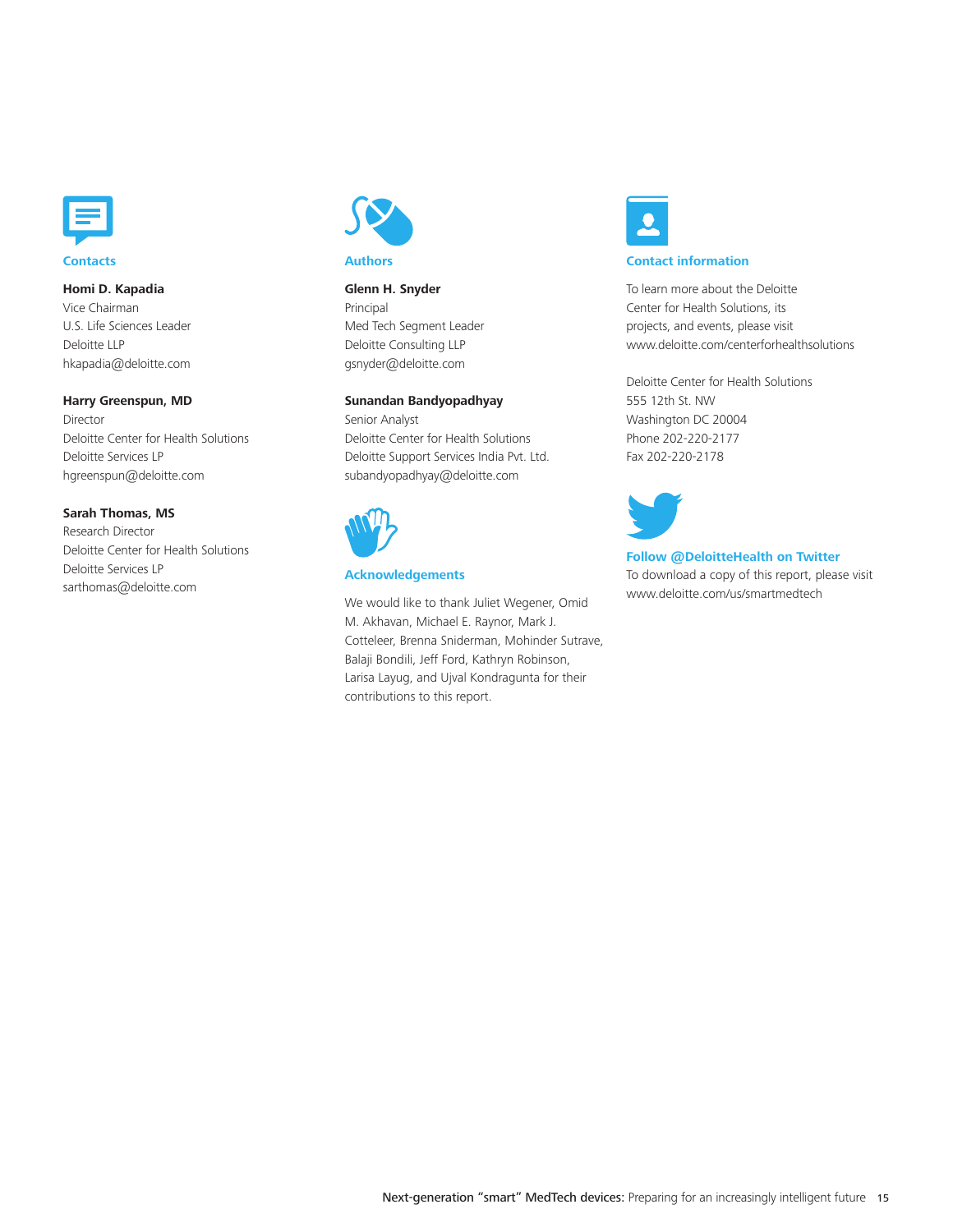## Contacts

**Homi D. Kapadia**
Vice Chairman
U.S. Life Sciences Leader
Deloitte LLP
hkapadia@deloitte.com

**Harry Greenspun, MD**
Director
Deloitte Center for Health Solutions
Deloitte Services LP
hgreenspun@deloitte.com

**Sarah Thomas, MS**
Research Director
Deloitte Center for Health Solutions
Deloitte Services LP
sarthomas@deloitte.com

## Authors

**Glenn H. Snyder**
Principal
Med Tech Segment Leader
Deloitte Consulting LLP
gsnyder@deloitte.com

**Sunandan Bandyopadhyay**
Senior Analyst
Deloitte Center for Health Solutions
Deloitte Support Services India Pvt. Ltd.
subandyopadhyay@deloitte.com

## Acknowledgements

We would like to thank Juliet Wegener, Omid M. Akhavan, Michael E. Raynor, Mark J. Cotteleer, Brenna Sniderman, Mohinder Sutrave, Balaji Bondili, Jeff Ford, Kathryn Robinson, Larisa Layug, and Ujval Kondragunta for their contributions to this report.

## Contact information

To learn more about the Deloitte Center for Health Solutions, its projects, and events, please visit www.deloitte.com/centerforhealthsolutions

Deloitte Center for Health Solutions
555 12th St. NW
Washington DC 20004
Phone 202-220-2177
Fax 202-220-2178

**Follow @DeloitteHealth on Twitter**

To download a copy of this report, please visit www.deloitte.com/us/smartmedtech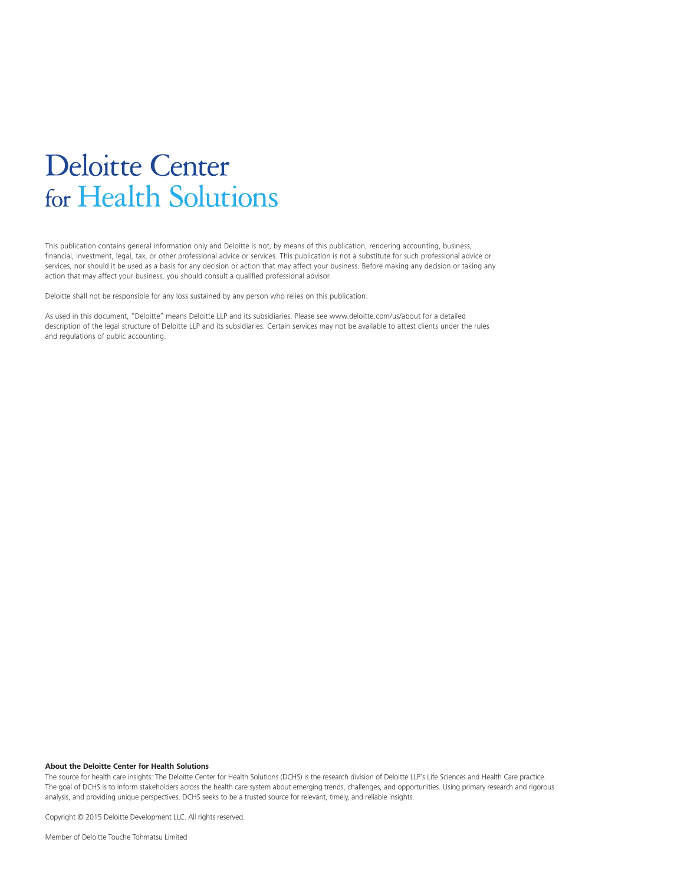# Deloitte Center for Health Solutions

This publication contains general information only and Deloitte is not, by means of this publication, rendering accounting, business, financial, investment, legal, tax, or other professional advice or services. This publication is not a substitute for such professional advice or services, nor should it be used as a basis for any decision or action that may affect your business. Before making any decision or taking any action that may affect your business, you should consult a qualified professional advisor.

Deloitte shall not be responsible for any loss sustained by any person who relies on this publication.

As used in this document, "Deloitte" means Deloitte LLP and its subsidiaries. Please see www.deloitte.com/us/about for a detailed description of the legal structure of Deloitte LLP and its subsidiaries. Certain services may not be available to attest clients under the rules and regulations of public accounting.

**About the Deloitte Center for Health Solutions**

The source for health care insights: The Deloitte Center for Health Solutions (DCHS) is the research division of Deloitte LLP's Life Sciences and Health Care practice. The goal of DCHS is to inform stakeholders across the health care system about emerging trends, challenges, and opportunities. Using primary research and rigorous analysis, and providing unique perspectives, DCHS seeks to be a trusted source for relevant, timely, and reliable insights.

Copyright © 2015 Deloitte Development LLC. All rights reserved.

Member of Deloitte Touche Tohmatsu Limited